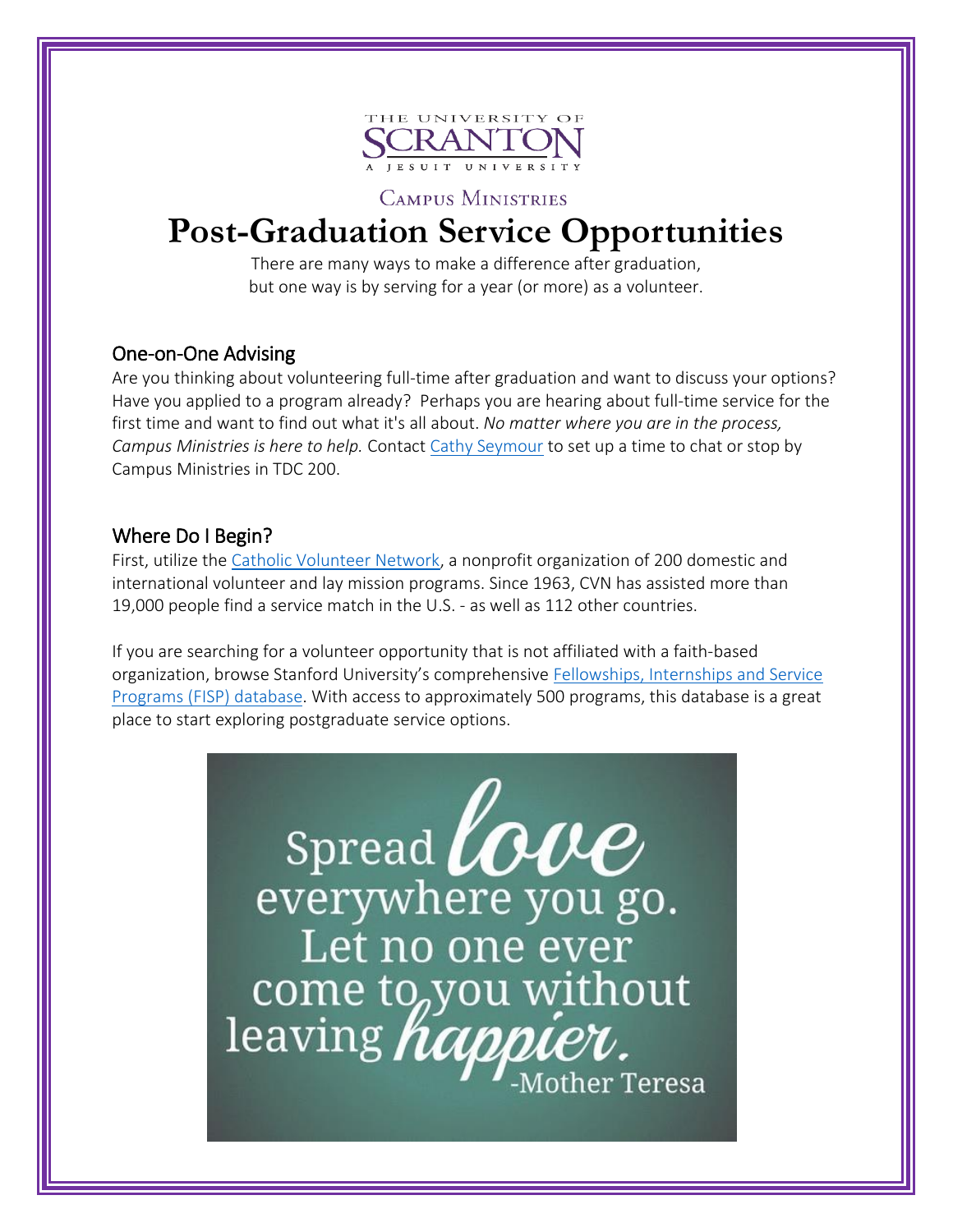THE UNIVERSITY OF SCRANTON
A JESUIT UNIVERSITY

CAMPUS MINISTRIES

# Post-Graduation Service Opportunities

There are many ways to make a difference after graduation, but one way is by serving for a year (or more) as a volunteer.

## One-on-One Advising

Are you thinking about volunteering full-time after graduation and want to discuss your options? Have you applied to a program already? Perhaps you are hearing about full-time service for the first time and want to find out what it's all about. *No matter where you are in the process, Campus Ministries is here to help.* Contact Cathy Seymour to set up a time to chat or stop by Campus Ministries in TDC 200.

## Where Do I Begin?

First, utilize the Catholic Volunteer Network, a nonprofit organization of 200 domestic and international volunteer and lay mission programs. Since 1963, CVN has assisted more than 19,000 people find a service match in the U.S. - as well as 112 other countries.

If you are searching for a volunteer opportunity that is not affiliated with a faith-based organization, browse Stanford University's comprehensive Fellowships, Internships and Service Programs (FISP) database. With access to approximately 500 programs, this database is a great place to start exploring postgraduate service options.

Spread *love* everywhere you go. Let no one ever come to you without leaving *happier*.
-Mother Teresa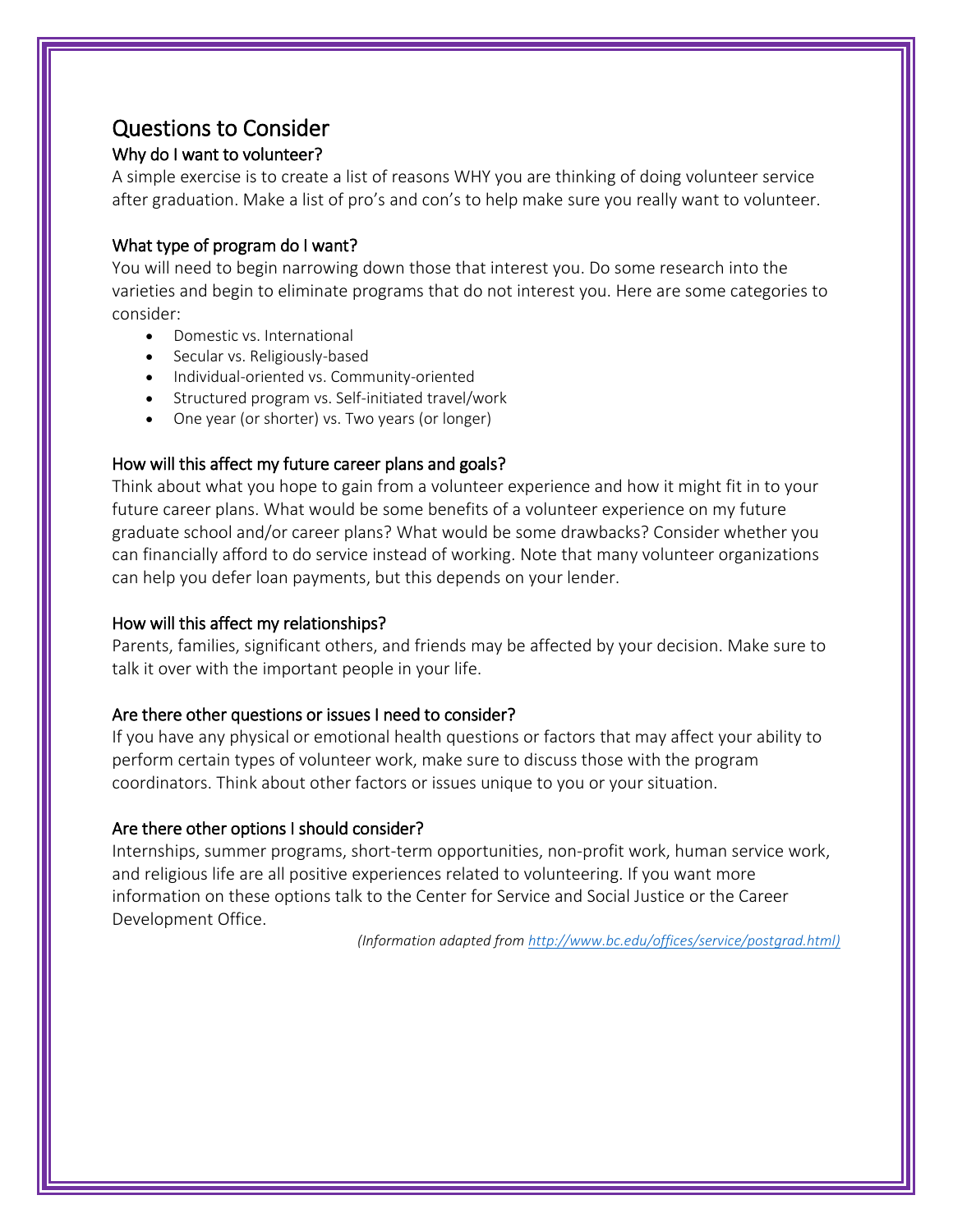# Questions to Consider

## Why do I want to volunteer?

A simple exercise is to create a list of reasons WHY you are thinking of doing volunteer service after graduation. Make a list of pro's and con's to help make sure you really want to volunteer.

## What type of program do I want?

You will need to begin narrowing down those that interest you. Do some research into the varieties and begin to eliminate programs that do not interest you. Here are some categories to consider:

- Domestic vs. International
- Secular vs. Religiously-based
- Individual-oriented vs. Community-oriented
- Structured program vs. Self-initiated travel/work
- One year (or shorter) vs. Two years (or longer)

## How will this affect my future career plans and goals?

Think about what you hope to gain from a volunteer experience and how it might fit in to your future career plans. What would be some benefits of a volunteer experience on my future graduate school and/or career plans? What would be some drawbacks? Consider whether you can financially afford to do service instead of working. Note that many volunteer organizations can help you defer loan payments, but this depends on your lender.

## How will this affect my relationships?

Parents, families, significant others, and friends may be affected by your decision. Make sure to talk it over with the important people in your life.

## Are there other questions or issues I need to consider?

If you have any physical or emotional health questions or factors that may affect your ability to perform certain types of volunteer work, make sure to discuss those with the program coordinators. Think about other factors or issues unique to you or your situation.

## Are there other options I should consider?

Internships, summer programs, short-term opportunities, non-profit work, human service work, and religious life are all positive experiences related to volunteering. If you want more information on these options talk to the Center for Service and Social Justice or the Career Development Office.

*(Information adapted from [http://www.bc.edu/offices/service/postgrad.html](http://www.bc.edu/offices/service/postgrad.html))*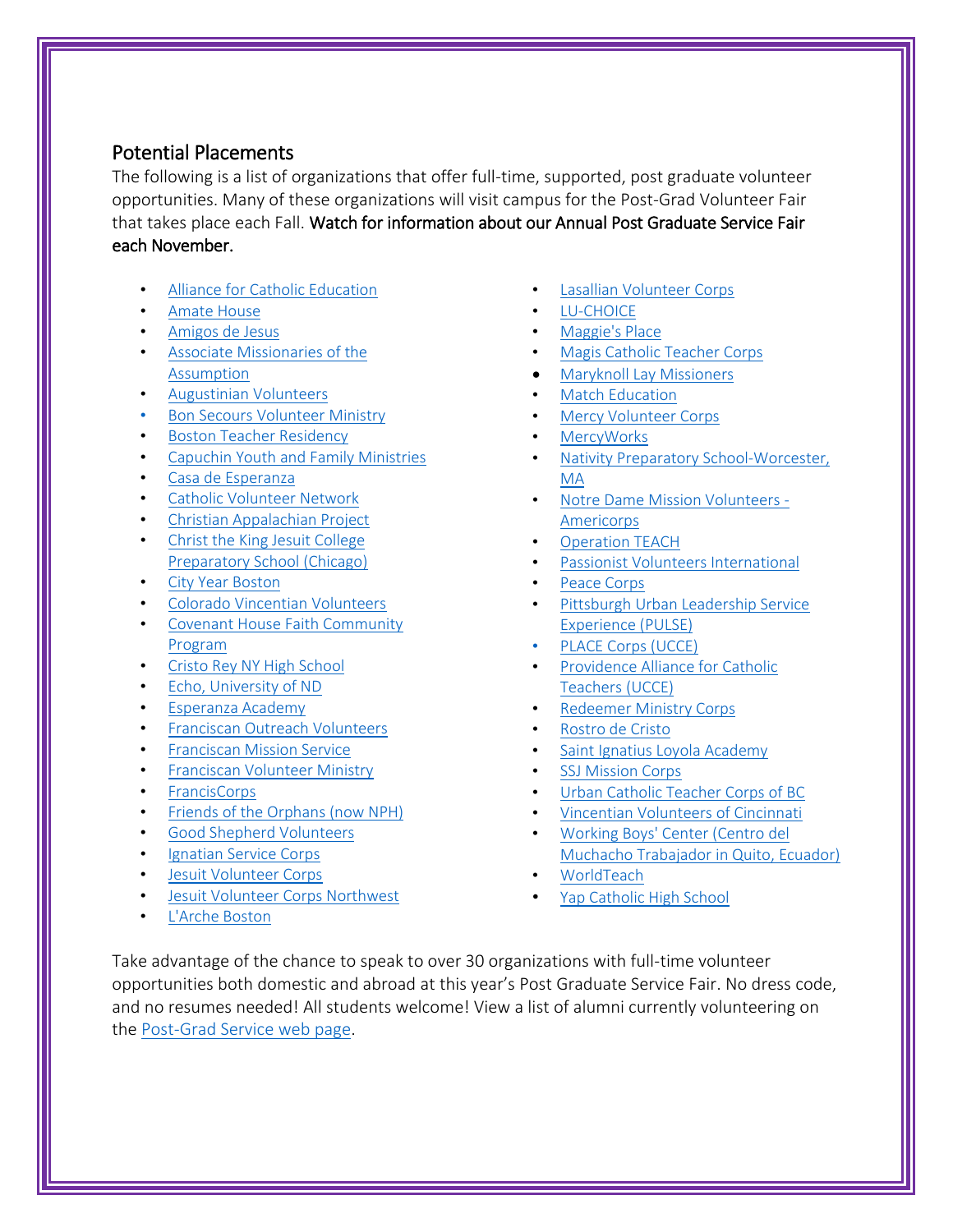## Potential Placements

The following is a list of organizations that offer full-time, supported, post graduate volunteer opportunities. Many of these organizations will visit campus for the Post-Grad Volunteer Fair that takes place each Fall. **Watch for information about our Annual Post Graduate Service Fair each November.**

- Alliance for Catholic Education
- Amate House
- Amigos de Jesus
- Associate Missionaries of the Assumption
- Augustinian Volunteers
- Bon Secours Volunteer Ministry
- Boston Teacher Residency
- Capuchin Youth and Family Ministries
- Casa de Esperanza
- Catholic Volunteer Network
- Christian Appalachian Project
- Christ the King Jesuit College Preparatory School (Chicago)
- City Year Boston
- Colorado Vincentian Volunteers
- Covenant House Faith Community Program
- Cristo Rey NY High School
- Echo, University of ND
- Esperanza Academy
- Franciscan Outreach Volunteers
- Franciscan Mission Service
- Franciscan Volunteer Ministry
- FrancisCorps
- Friends of the Orphans (now NPH)
- Good Shepherd Volunteers
- Ignatian Service Corps
- Jesuit Volunteer Corps
- Jesuit Volunteer Corps Northwest
- L'Arche Boston
- Lasallian Volunteer Corps
- LU-CHOICE
- Maggie's Place
- Magis Catholic Teacher Corps
- Maryknoll Lay Missioners
- Match Education
- Mercy Volunteer Corps
- MercyWorks
- Nativity Preparatory School-Worcester, MA
- Notre Dame Mission Volunteers - Americorps
- Operation TEACH
- Passionist Volunteers International
- Peace Corps
- Pittsburgh Urban Leadership Service Experience (PULSE)
- PLACE Corps (UCCE)
- Providence Alliance for Catholic Teachers (UCCE)
- Redeemer Ministry Corps
- Rostro de Cristo
- Saint Ignatius Loyola Academy
- SSJ Mission Corps
- Urban Catholic Teacher Corps of BC
- Vincentian Volunteers of Cincinnati
- Working Boys' Center (Centro del Muchacho Trabajador in Quito, Ecuador)
- WorldTeach
- Yap Catholic High School

Take advantage of the chance to speak to over 30 organizations with full-time volunteer opportunities both domestic and abroad at this year's Post Graduate Service Fair. No dress code, and no resumes needed! All students welcome! View a list of alumni currently volunteering on the Post-Grad Service web page.